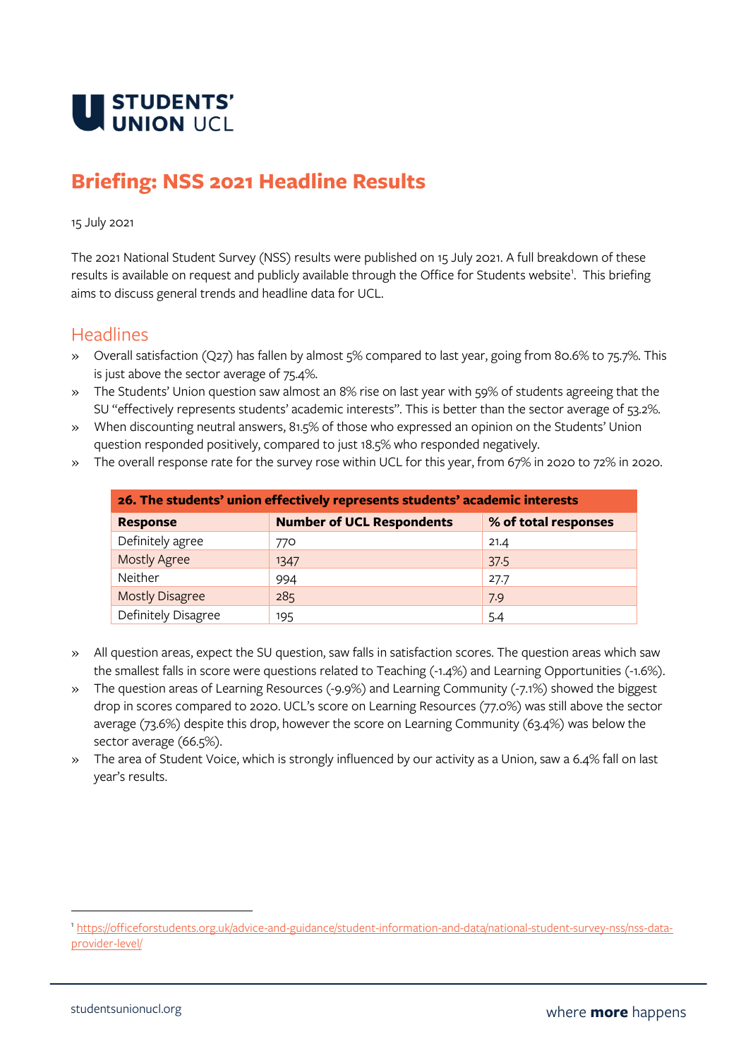# Briefing: NSS 2021 Headline Results

15 July 2021

The 2021 National Student Survey (NSS) results were published on 15 July 2021. A full breakdown of these results is available on request and publicly available through the Office for Students website[1]. This briefing aims to discuss general trends and headline data for UCL.

## Headlines

- Overall satisfaction (Q27) has fallen by almost 5% compared to last year, going from 80.6% to 75.7%. This is just above the sector average of 75.4%.
- The Students' Union question saw almost an 8% rise on last year with 59% of students agreeing that the SU "effectively represents students' academic interests". This is better than the sector average of 53.2%.
- When discounting neutral answers, 81.5% of those who expressed an opinion on the Students' Union question responded positively, compared to just 18.5% who responded negatively.
- The overall response rate for the survey rose within UCL for this year, from 67% in 2020 to 72% in 2020.

| 26. The students' union effectively represents students' academic interests | | |
|---|---|---|
| **Response** | **Number of UCL Respondents** | **% of total responses** |
| Definitely agree | 770 | 21.4 |
| Mostly Agree | 1347 | 37.5 |
| Neither | 994 | 27.7 |
| Mostly Disagree | 285 | 7.9 |
| Definitely Disagree | 195 | 5.4 |

- All question areas, expect the SU question, saw falls in satisfaction scores. The question areas which saw the smallest falls in score were questions related to Teaching (-1.4%) and Learning Opportunities (-1.6%).
- The question areas of Learning Resources (-9.9%) and Learning Community (-7.1%) showed the biggest drop in scores compared to 2020. UCL's score on Learning Resources (77.0%) was still above the sector average (73.6%) despite this drop, however the score on Learning Community (63.4%) was below the sector average (66.5%).
- The area of Student Voice, which is strongly influenced by our activity as a Union, saw a 6.4% fall on last year's results.

[1] https://officeforstudents.org.uk/advice-and-guidance/student-information-and-data/national-student-survey-nss/nss-data-provider-level/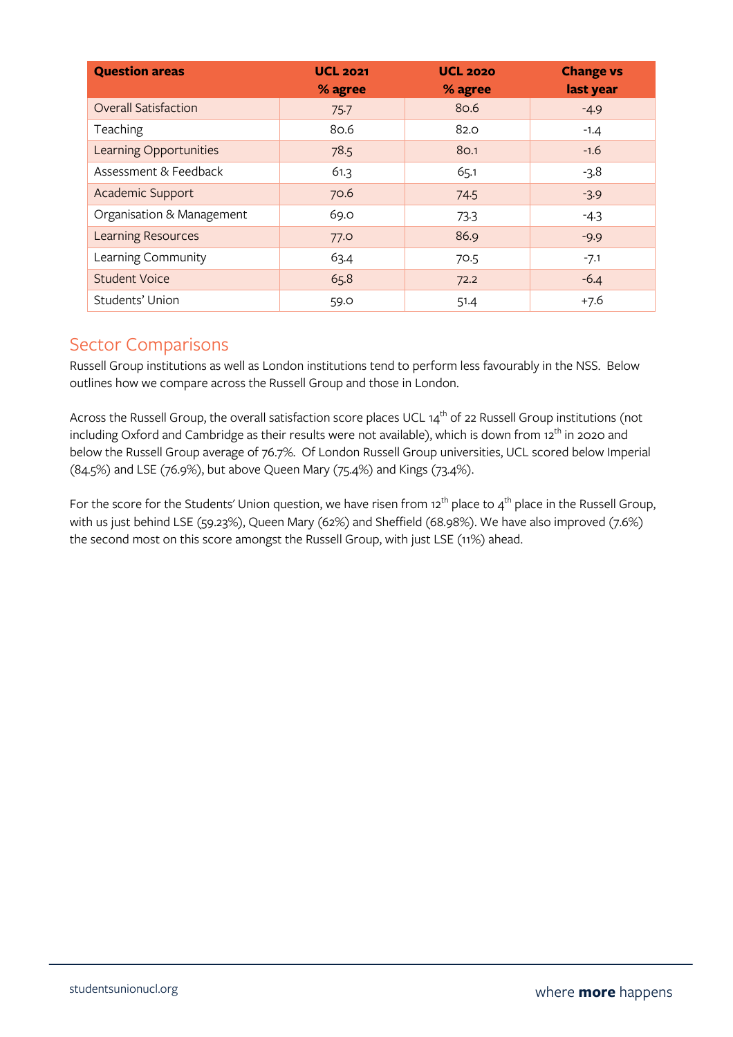| Question areas | UCL 2021 % agree | UCL 2020 % agree | Change vs last year |
|---|---|---|---|
| Overall Satisfaction | 75.7 | 80.6 | -4.9 |
| Teaching | 80.6 | 82.0 | -1.4 |
| Learning Opportunities | 78.5 | 80.1 | -1.6 |
| Assessment & Feedback | 61.3 | 65.1 | -3.8 |
| Academic Support | 70.6 | 74.5 | -3.9 |
| Organisation & Management | 69.0 | 73.3 | -4.3 |
| Learning Resources | 77.0 | 86.9 | -9.9 |
| Learning Community | 63.4 | 70.5 | -7.1 |
| Student Voice | 65.8 | 72.2 | -6.4 |
| Students' Union | 59.0 | 51.4 | +7.6 |

## Sector Comparisons

Russell Group institutions as well as London institutions tend to perform less favourably in the NSS. Below outlines how we compare across the Russell Group and those in London.

Across the Russell Group, the overall satisfaction score places UCL 14th of 22 Russell Group institutions (not including Oxford and Cambridge as their results were not available), which is down from 12th in 2020 and below the Russell Group average of 76.7%. Of London Russell Group universities, UCL scored below Imperial (84.5%) and LSE (76.9%), but above Queen Mary (75.4%) and Kings (73.4%).

For the score for the Students' Union question, we have risen from 12th place to 4th place in the Russell Group, with us just behind LSE (59.23%), Queen Mary (62%) and Sheffield (68.98%). We have also improved (7.6%) the second most on this score amongst the Russell Group, with just LSE (11%) ahead.